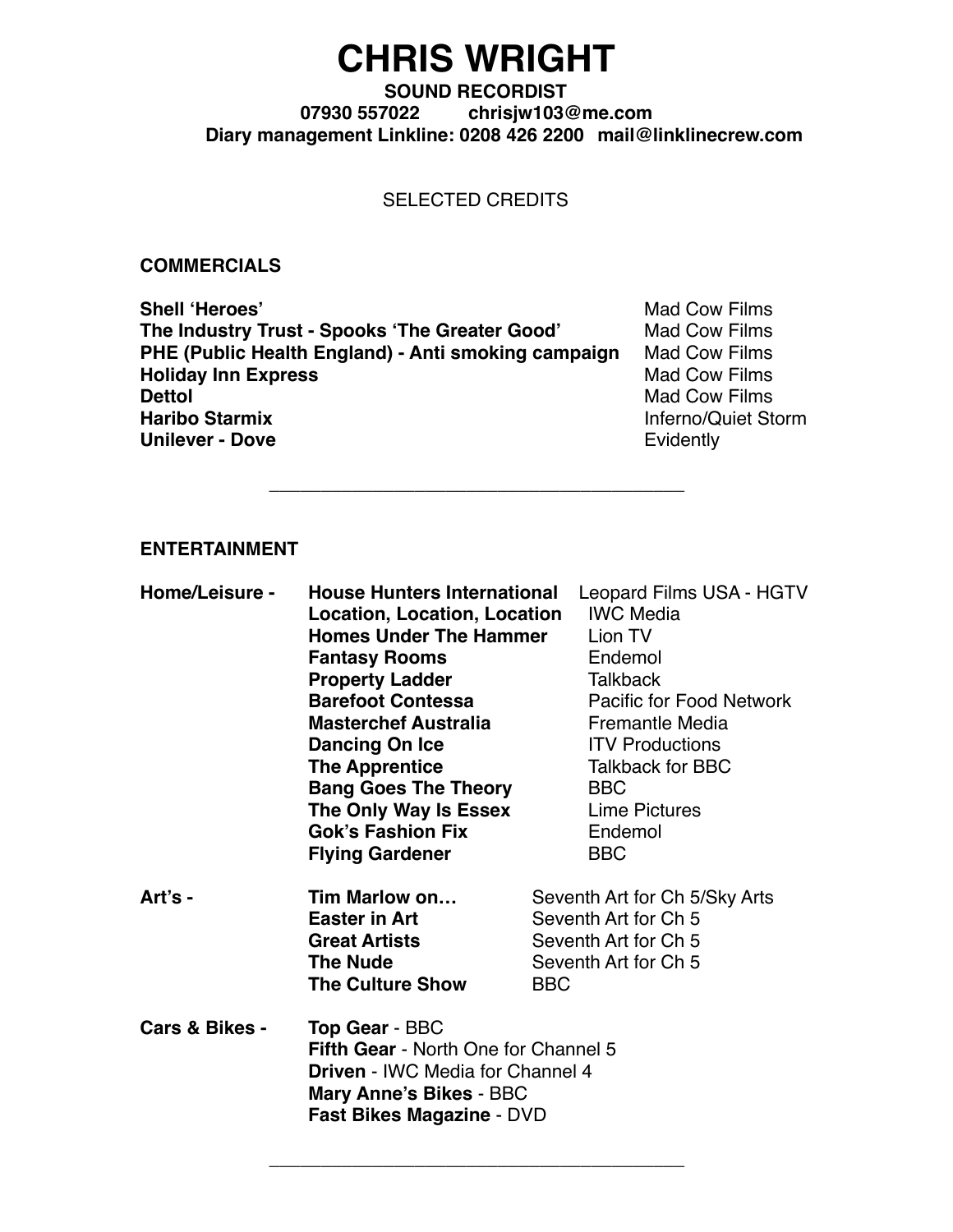# CHRIS WRIGHT

**SOUND RECORDIST**

**07930 557022 chrisjw103@me.com**

**Diary management Linkline: 0208 426 2200 mail@linklinecrew.com**

SELECTED CREDITS

## COMMERCIALS

| | |
|---|---|
| **Shell 'Heroes'** | Mad Cow Films |
| **The Industry Trust - Spooks 'The Greater Good'** | Mad Cow Films |
| **PHE (Public Health England) - Anti smoking campaign** | Mad Cow Films |
| **Holiday Inn Express** | Mad Cow Films |
| **Dettol** | Mad Cow Films |
| **Haribo Starmix** | Inferno/Quiet Storm |
| **Unilever - Dove** | Evidently |

---

## ENTERTAINMENT

| | | |
|---|---|---|
| **Home/Leisure -** | **House Hunters International** | Leopard Films USA - HGTV |
| | **Location, Location, Location** | IWC Media |
| | **Homes Under The Hammer** | Lion TV |
| | **Fantasy Rooms** | Endemol |
| | **Property Ladder** | Talkback |
| | **Barefoot Contessa** | Pacific for Food Network |
| | **Masterchef Australia** | Fremantle Media |
| | **Dancing On Ice** | ITV Productions |
| | **The Apprentice** | Talkback for BBC |
| | **Bang Goes The Theory** | BBC |
| | **The Only Way Is Essex** | Lime Pictures |
| | **Gok's Fashion Fix** | Endemol |
| | **Flying Gardener** | BBC |
| **Art's -** | **Tim Marlow on…** | Seventh Art for Ch 5/Sky Arts |
| | **Easter in Art** | Seventh Art for Ch 5 |
| | **Great Artists** | Seventh Art for Ch 5 |
| | **The Nude** | Seventh Art for Ch 5 |
| | **The Culture Show** | BBC |

**Cars & Bikes -**

**Top Gear** - BBC
**Fifth Gear** - North One for Channel 5
**Driven** - IWC Media for Channel 4
**Mary Anne's Bikes** - BBC
**Fast Bikes Magazine** - DVD

---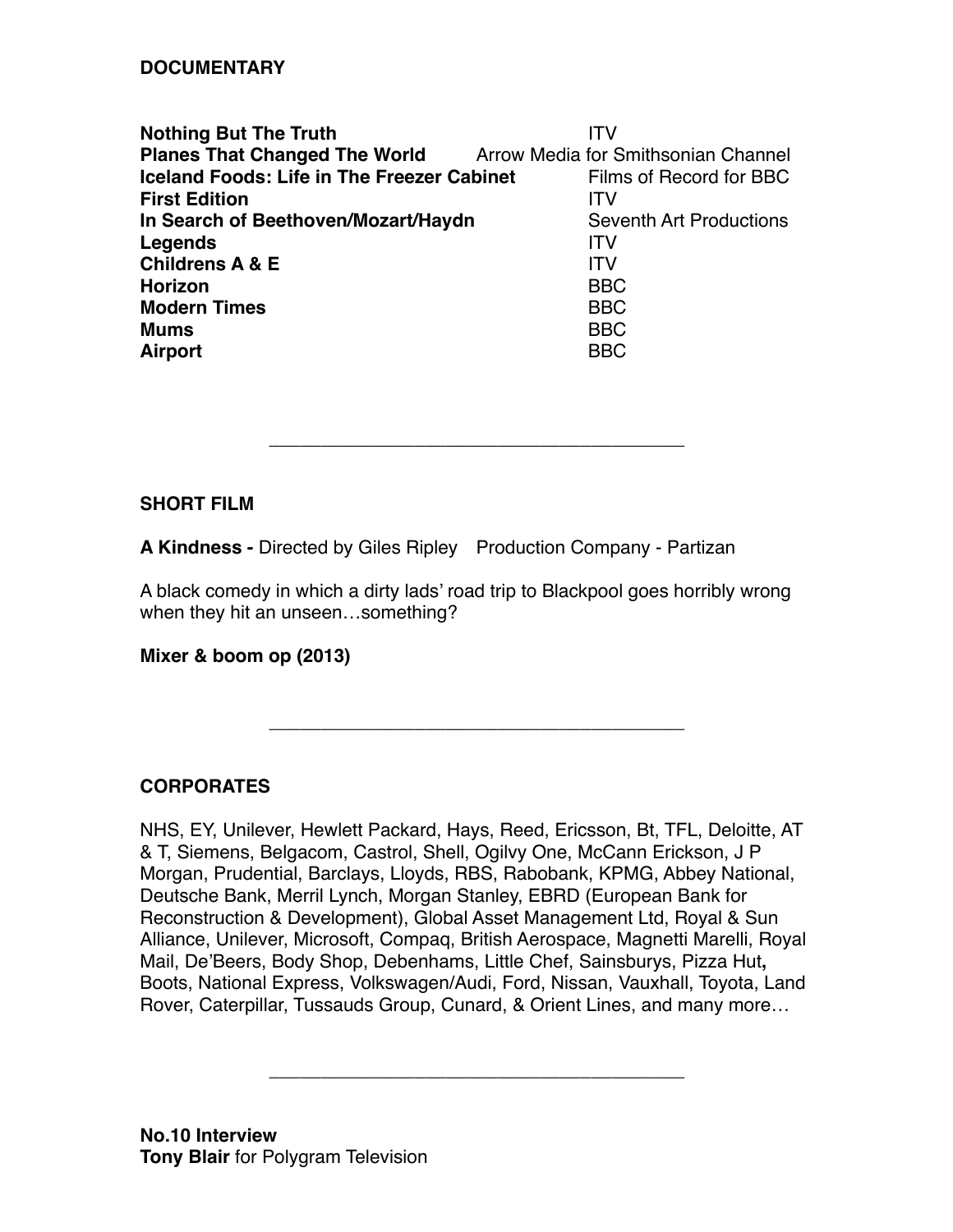**DOCUMENTARY**

| | |
|---|---|
| **Nothing But The Truth** | ITV |
| **Planes That Changed The World** | Arrow Media for Smithsonian Channel |
| **Iceland Foods: Life in The Freezer Cabinet** | Films of Record for BBC |
| **First Edition** | ITV |
| **In Search of Beethoven/Mozart/Haydn** | Seventh Art Productions |
| **Legends** | ITV |
| **Childrens A & E** | ITV |
| **Horizon** | BBC |
| **Modern Times** | BBC |
| **Mums** | BBC |
| **Airport** | BBC |

---

**SHORT FILM**

**A Kindness -** Directed by Giles Ripley   Production Company - Partizan

A black comedy in which a dirty lads' road trip to Blackpool goes horribly wrong when they hit an unseen…something?

**Mixer & boom op (2013)**

---

**CORPORATES**

NHS, EY, Unilever, Hewlett Packard, Hays, Reed, Ericsson, Bt, TFL, Deloitte, AT & T, Siemens, Belgacom, Castrol, Shell, Ogilvy One, McCann Erickson, J P Morgan, Prudential, Barclays, Lloyds, RBS, Rabobank, KPMG, Abbey National, Deutsche Bank, Merril Lynch, Morgan Stanley, EBRD (European Bank for Reconstruction & Development), Global Asset Management Ltd, Royal & Sun Alliance, Unilever, Microsoft, Compaq, British Aerospace, Magnetti Marelli, Royal Mail, De'Beers, Body Shop, Debenhams, Little Chef, Sainsburys, Pizza Hut**,** Boots, National Express, Volkswagen/Audi, Ford, Nissan, Vauxhall, Toyota, Land Rover, Caterpillar, Tussauds Group, Cunard, & Orient Lines, and many more…

---

**No.10 Interview**
**Tony Blair** for Polygram Television